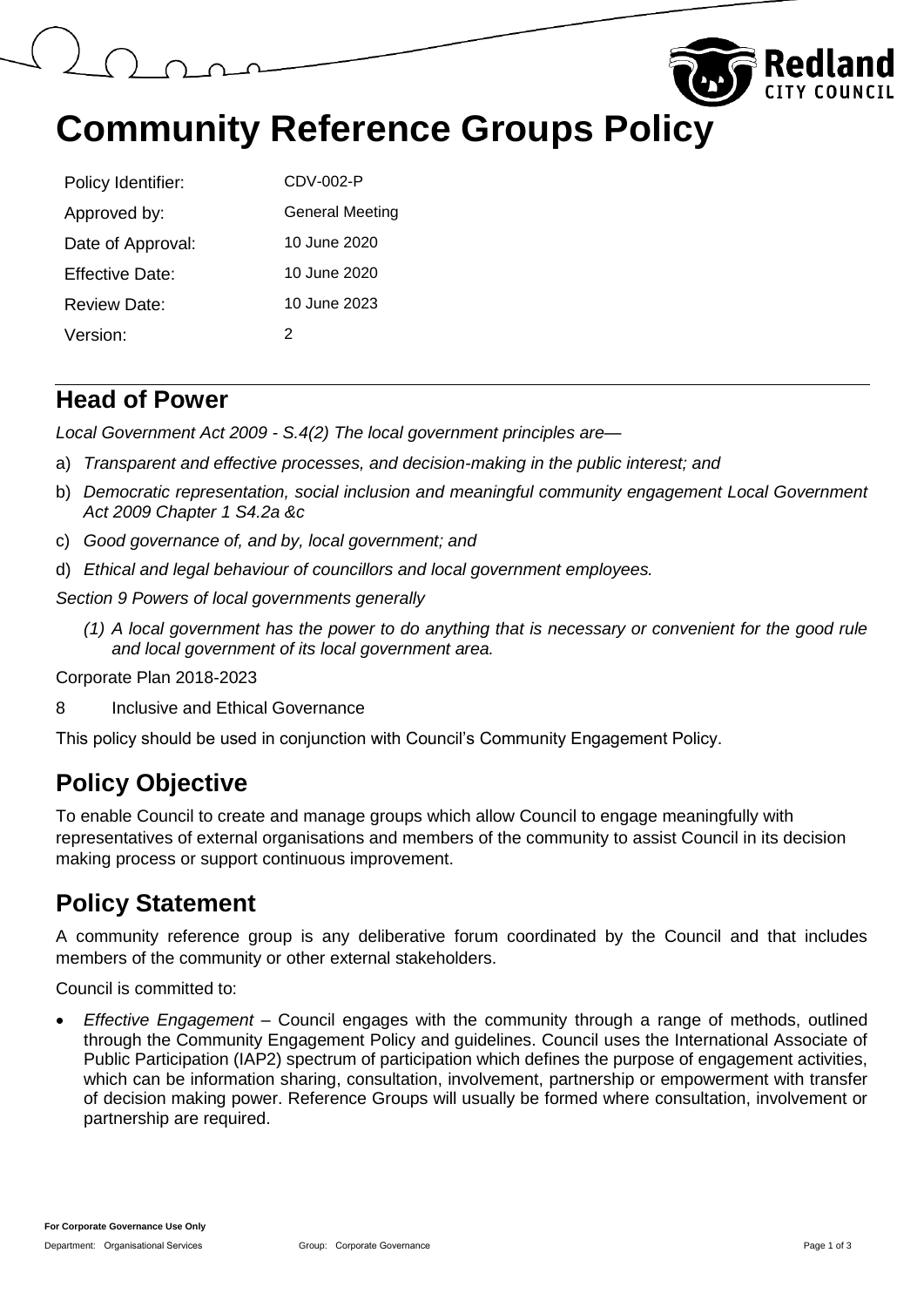# Community Reference Groups Policy

| | |
|---|---|
| Policy Identifier: | CDV-002-P |
| Approved by: | General Meeting |
| Date of Approval: | 10 June 2020 |
| Effective Date: | 10 June 2020 |
| Review Date: | 10 June 2023 |
| Version: | 2 |

## Head of Power

*Local Government Act 2009 - S.4(2) The local government principles are—*

a) *Transparent and effective processes, and decision-making in the public interest; and*

b) *Democratic representation, social inclusion and meaningful community engagement Local Government Act 2009 Chapter 1 S4.2a &c*

c) *Good governance of, and by, local government; and*

d) *Ethical and legal behaviour of councillors and local government employees.*

*Section 9 Powers of local governments generally*

> *(1) A local government has the power to do anything that is necessary or convenient for the good rule and local government of its local government area.*

Corporate Plan 2018-2023

8 Inclusive and Ethical Governance

This policy should be used in conjunction with Council's Community Engagement Policy.

## Policy Objective

To enable Council to create and manage groups which allow Council to engage meaningfully with representatives of external organisations and members of the community to assist Council in its decision making process or support continuous improvement.

## Policy Statement

A community reference group is any deliberative forum coordinated by the Council and that includes members of the community or other external stakeholders.

Council is committed to:

- *Effective Engagement* – Council engages with the community through a range of methods, outlined through the Community Engagement Policy and guidelines. Council uses the International Associate of Public Participation (IAP2) spectrum of participation which defines the purpose of engagement activities, which can be information sharing, consultation, involvement, partnership or empowerment with transfer of decision making power. Reference Groups will usually be formed where consultation, involvement or partnership are required.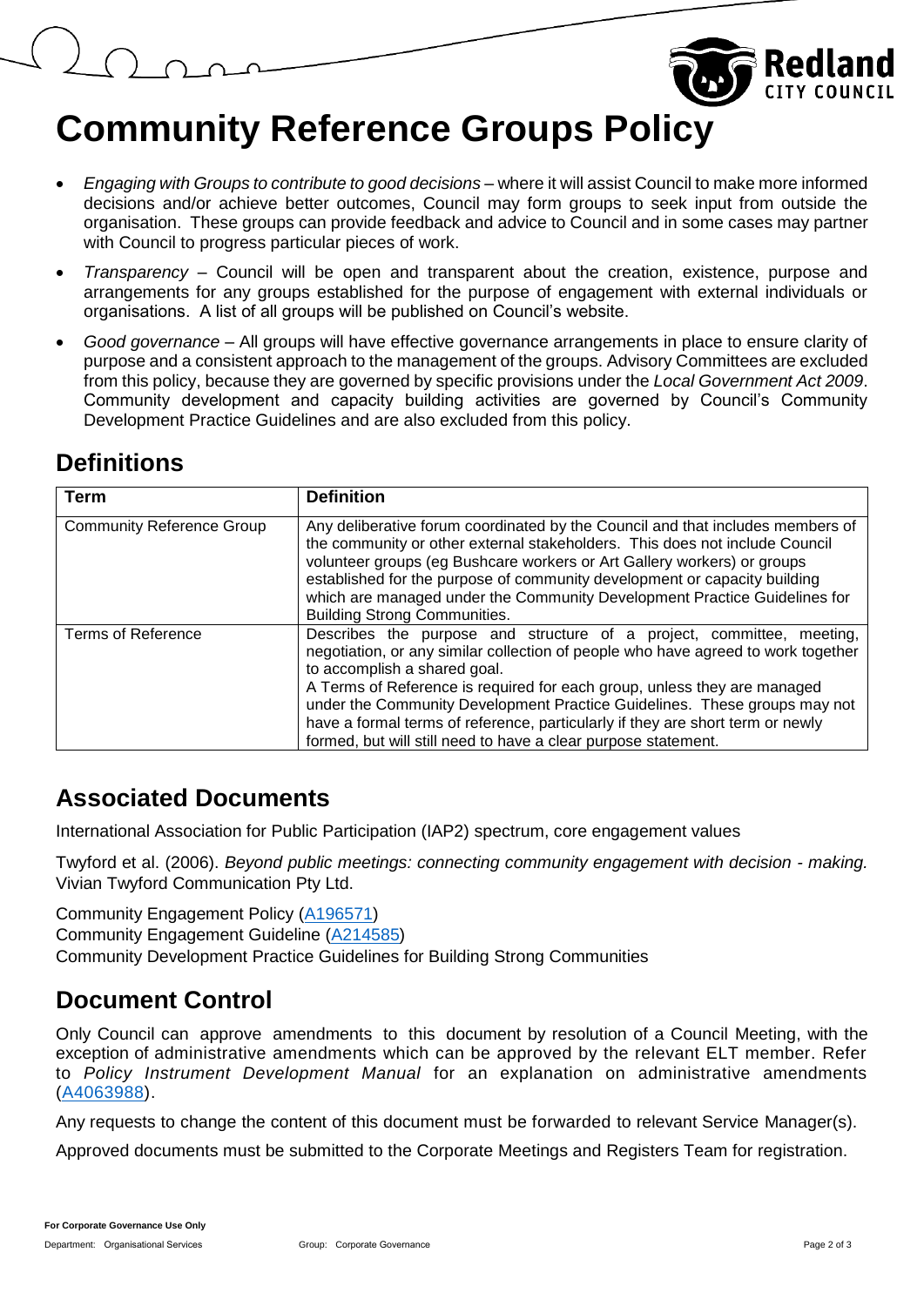# Community Reference Groups Policy

- *Engaging with Groups to contribute to good decisions* – where it will assist Council to make more informed decisions and/or achieve better outcomes, Council may form groups to seek input from outside the organisation. These groups can provide feedback and advice to Council and in some cases may partner with Council to progress particular pieces of work.
- *Transparency* – Council will be open and transparent about the creation, existence, purpose and arrangements for any groups established for the purpose of engagement with external individuals or organisations. A list of all groups will be published on Council's website.
- *Good governance* – All groups will have effective governance arrangements in place to ensure clarity of purpose and a consistent approach to the management of the groups. Advisory Committees are excluded from this policy, because they are governed by specific provisions under the *Local Government Act 2009*. Community development and capacity building activities are governed by Council's Community Development Practice Guidelines and are also excluded from this policy.

## Definitions

| Term | Definition |
| --- | --- |
| Community Reference Group | Any deliberative forum coordinated by the Council and that includes members of the community or other external stakeholders. This does not include Council volunteer groups (eg Bushcare workers or Art Gallery workers) or groups established for the purpose of community development or capacity building which are managed under the Community Development Practice Guidelines for Building Strong Communities. |
| Terms of Reference | Describes the purpose and structure of a project, committee, meeting, negotiation, or any similar collection of people who have agreed to work together to accomplish a shared goal.<br>A Terms of Reference is required for each group, unless they are managed under the Community Development Practice Guidelines. These groups may not have a formal terms of reference, particularly if they are short term or newly formed, but will still need to have a clear purpose statement. |

## Associated Documents

International Association for Public Participation (IAP2) spectrum, core engagement values

Twyford et al. (2006). *Beyond public meetings: connecting community engagement with decision - making.* Vivian Twyford Communication Pty Ltd.

Community Engagement Policy (A196571)
Community Engagement Guideline (A214585)
Community Development Practice Guidelines for Building Strong Communities

## Document Control

Only Council can approve amendments to this document by resolution of a Council Meeting, with the exception of administrative amendments which can be approved by the relevant ELT member. Refer to *Policy Instrument Development Manual* for an explanation on administrative amendments (A4063988).

Any requests to change the content of this document must be forwarded to relevant Service Manager(s).

Approved documents must be submitted to the Corporate Meetings and Registers Team for registration.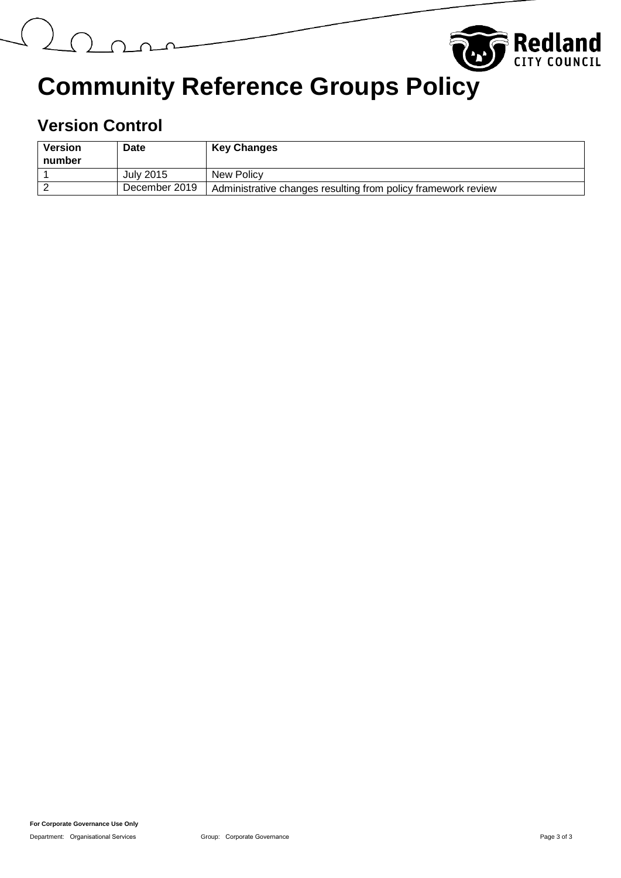# Community Reference Groups Policy

## Version Control

| Version number | Date | Key Changes |
| --- | --- | --- |
| 1 | July 2015 | New Policy |
| 2 | December 2019 | Administrative changes resulting from policy framework review |

**For Corporate Governance Use Only**

Department: Organisational Services Group: Corporate Governance